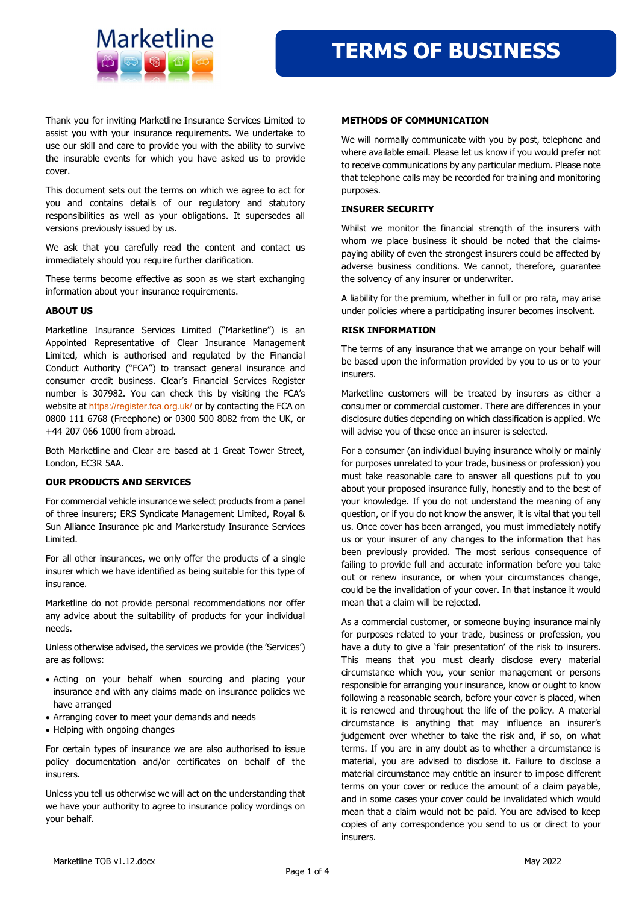Marketline

# TERMS OF BUSINESS

Thank you for inviting Marketline Insurance Services Limited to assist you with your insurance requirements. We undertake to use our skill and care to provide you with the ability to survive the insurable events for which you have asked us to provide cover.

This document sets out the terms on which we agree to act for you and contains details of our regulatory and statutory responsibilities as well as your obligations. It supersedes all versions previously issued by us.

We ask that you carefully read the content and contact us immediately should you require further clarification.

These terms become effective as soon as we start exchanging information about your insurance requirements.

## ABOUT US

Marketline Insurance Services Limited ("Marketline") is an Appointed Representative of Clear Insurance Management Limited, which is authorised and regulated by the Financial Conduct Authority ("FCA") to transact general insurance and consumer credit business. Clear's Financial Services Register number is 307982. You can check this by visiting the FCA's website at https://register.fca.org.uk/ or by contacting the FCA on 0800 111 6768 (Freephone) or 0300 500 8082 from the UK, or +44 207 066 1000 from abroad.

Both Marketline and Clear are based at 1 Great Tower Street, London, EC3R 5AA.

## OUR PRODUCTS AND SERVICES

For commercial vehicle insurance we select products from a panel of three insurers; ERS Syndicate Management Limited, Royal & Sun Alliance Insurance plc and Markerstudy Insurance Services Limited.

For all other insurances, we only offer the products of a single insurer which we have identified as being suitable for this type of insurance.

Marketline do not provide personal recommendations nor offer any advice about the suitability of products for your individual needs.

Unless otherwise advised, the services we provide (the 'Services') are as follows:

- Acting on your behalf when sourcing and placing your insurance and with any claims made on insurance policies we have arranged
- Arranging cover to meet your demands and needs
- Helping with ongoing changes

For certain types of insurance we are also authorised to issue policy documentation and/or certificates on behalf of the insurers.

Unless you tell us otherwise we will act on the understanding that we have your authority to agree to insurance policy wordings on your behalf.

## METHODS OF COMMUNICATION

We will normally communicate with you by post, telephone and where available email. Please let us know if you would prefer not to receive communications by any particular medium. Please note that telephone calls may be recorded for training and monitoring purposes.

## INSURER SECURITY

Whilst we monitor the financial strength of the insurers with whom we place business it should be noted that the claims-paying ability of even the strongest insurers could be affected by adverse business conditions. We cannot, therefore, guarantee the solvency of any insurer or underwriter.

A liability for the premium, whether in full or pro rata, may arise under policies where a participating insurer becomes insolvent.

## RISK INFORMATION

The terms of any insurance that we arrange on your behalf will be based upon the information provided by you to us or to your insurers.

Marketline customers will be treated by insurers as either a consumer or commercial customer. There are differences in your disclosure duties depending on which classification is applied. We will advise you of these once an insurer is selected.

For a consumer (an individual buying insurance wholly or mainly for purposes unrelated to your trade, business or profession) you must take reasonable care to answer all questions put to you about your proposed insurance fully, honestly and to the best of your knowledge. If you do not understand the meaning of any question, or if you do not know the answer, it is vital that you tell us. Once cover has been arranged, you must immediately notify us or your insurer of any changes to the information that has been previously provided. The most serious consequence of failing to provide full and accurate information before you take out or renew insurance, or when your circumstances change, could be the invalidation of your cover. In that instance it would mean that a claim will be rejected.

As a commercial customer, or someone buying insurance mainly for purposes related to your trade, business or profession, you have a duty to give a 'fair presentation' of the risk to insurers. This means that you must clearly disclose every material circumstance which you, your senior management or persons responsible for arranging your insurance, know or ought to know following a reasonable search, before your cover is placed, when it is renewed and throughout the life of the policy. A material circumstance is anything that may influence an insurer's judgement over whether to take the risk and, if so, on what terms. If you are in any doubt as to whether a circumstance is material, you are advised to disclose it. Failure to disclose a material circumstance may entitle an insurer to impose different terms on your cover or reduce the amount of a claim payable, and in some cases your cover could be invalidated which would mean that a claim would not be paid. You are advised to keep copies of any correspondence you send to us or direct to your insurers.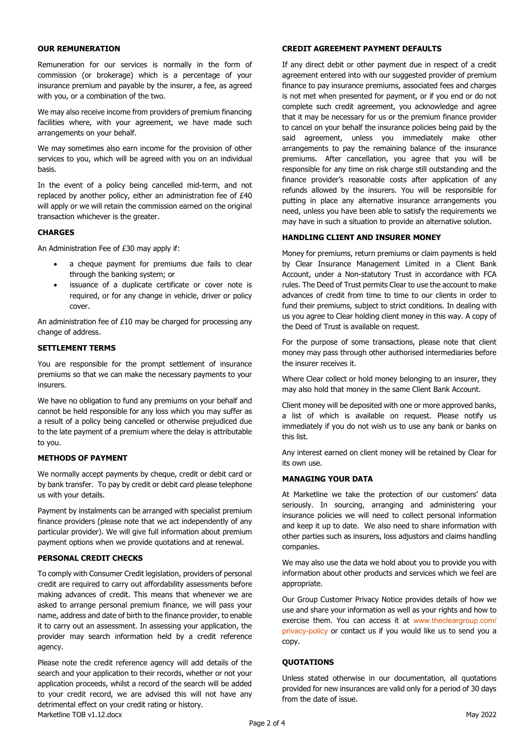## OUR REMUNERATION

Remuneration for our services is normally in the form of commission (or brokerage) which is a percentage of your insurance premium and payable by the insurer, a fee, as agreed with you, or a combination of the two.

We may also receive income from providers of premium financing facilities where, with your agreement, we have made such arrangements on your behalf.

We may sometimes also earn income for the provision of other services to you, which will be agreed with you on an individual basis.

In the event of a policy being cancelled mid-term, and not replaced by another policy, either an administration fee of £40 will apply or we will retain the commission earned on the original transaction whichever is the greater.

## CHARGES

An Administration Fee of £30 may apply if:

- a cheque payment for premiums due fails to clear through the banking system; or
- issuance of a duplicate certificate or cover note is required, or for any change in vehicle, driver or policy cover.

An administration fee of £10 may be charged for processing any change of address.

## SETTLEMENT TERMS

You are responsible for the prompt settlement of insurance premiums so that we can make the necessary payments to your insurers.

We have no obligation to fund any premiums on your behalf and cannot be held responsible for any loss which you may suffer as a result of a policy being cancelled or otherwise prejudiced due to the late payment of a premium where the delay is attributable to you.

## METHODS OF PAYMENT

We normally accept payments by cheque, credit or debit card or by bank transfer. To pay by credit or debit card please telephone us with your details.

Payment by instalments can be arranged with specialist premium finance providers (please note that we act independently of any particular provider). We will give full information about premium payment options when we provide quotations and at renewal.

## PERSONAL CREDIT CHECKS

To comply with Consumer Credit legislation, providers of personal credit are required to carry out affordability assessments before making advances of credit. This means that whenever we are asked to arrange personal premium finance, we will pass your name, address and date of birth to the finance provider, to enable it to carry out an assessment. In assessing your application, the provider may search information held by a credit reference agency.

Please note the credit reference agency will add details of the search and your application to their records, whether or not your application proceeds, whilst a record of the search will be added to your credit record, we are advised this will not have any detrimental effect on your credit rating or history.

## CREDIT AGREEMENT PAYMENT DEFAULTS

If any direct debit or other payment due in respect of a credit agreement entered into with our suggested provider of premium finance to pay insurance premiums, associated fees and charges is not met when presented for payment, or if you end or do not complete such credit agreement, you acknowledge and agree that it may be necessary for us or the premium finance provider to cancel on your behalf the insurance policies being paid by the said agreement, unless you immediately make other arrangements to pay the remaining balance of the insurance premiums. After cancellation, you agree that you will be responsible for any time on risk charge still outstanding and the finance provider's reasonable costs after application of any refunds allowed by the insurers. You will be responsible for putting in place any alternative insurance arrangements you need, unless you have been able to satisfy the requirements we may have in such a situation to provide an alternative solution.

## HANDLING CLIENT AND INSURER MONEY

Money for premiums, return premiums or claim payments is held by Clear Insurance Management Limited in a Client Bank Account, under a Non-statutory Trust in accordance with FCA rules. The Deed of Trust permits Clear to use the account to make advances of credit from time to time to our clients in order to fund their premiums, subject to strict conditions. In dealing with us you agree to Clear holding client money in this way. A copy of the Deed of Trust is available on request.

For the purpose of some transactions, please note that client money may pass through other authorised intermediaries before the insurer receives it.

Where Clear collect or hold money belonging to an insurer, they may also hold that money in the same Client Bank Account.

Client money will be deposited with one or more approved banks, a list of which is available on request. Please notify us immediately if you do not wish us to use any bank or banks on this list.

Any interest earned on client money will be retained by Clear for its own use.

## MANAGING YOUR DATA

At Marketline we take the protection of our customers' data seriously. In sourcing, arranging and administering your insurance policies we will need to collect personal information and keep it up to date. We also need to share information with other parties such as insurers, loss adjustors and claims handling companies.

We may also use the data we hold about you to provide you with information about other products and services which we feel are appropriate.

Our Group Customer Privacy Notice provides details of how we use and share your information as well as your rights and how to exercise them. You can access it at www.thecleargroup.com/privacy-policy or contact us if you would like us to send you a copy.

## QUOTATIONS

Unless stated otherwise in our documentation, all quotations provided for new insurances are valid only for a period of 30 days from the date of issue.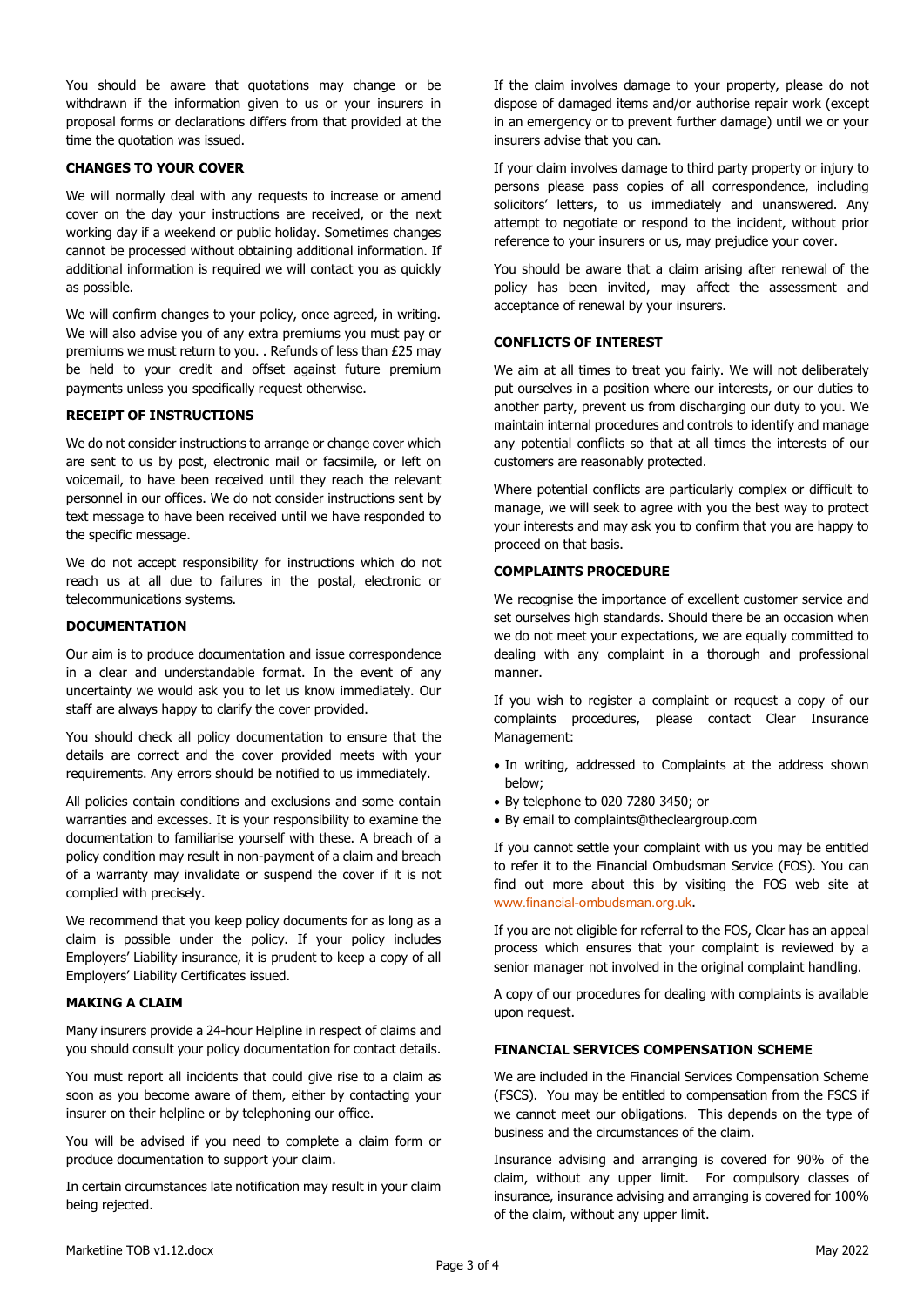You should be aware that quotations may change or be withdrawn if the information given to us or your insurers in proposal forms or declarations differs from that provided at the time the quotation was issued.

## CHANGES TO YOUR COVER

We will normally deal with any requests to increase or amend cover on the day your instructions are received, or the next working day if a weekend or public holiday. Sometimes changes cannot be processed without obtaining additional information. If additional information is required we will contact you as quickly as possible.

We will confirm changes to your policy, once agreed, in writing. We will also advise you of any extra premiums you must pay or premiums we must return to you. . Refunds of less than £25 may be held to your credit and offset against future premium payments unless you specifically request otherwise.

## RECEIPT OF INSTRUCTIONS

We do not consider instructions to arrange or change cover which are sent to us by post, electronic mail or facsimile, or left on voicemail, to have been received until they reach the relevant personnel in our offices. We do not consider instructions sent by text message to have been received until we have responded to the specific message.

We do not accept responsibility for instructions which do not reach us at all due to failures in the postal, electronic or telecommunications systems.

## DOCUMENTATION

Our aim is to produce documentation and issue correspondence in a clear and understandable format. In the event of any uncertainty we would ask you to let us know immediately. Our staff are always happy to clarify the cover provided.

You should check all policy documentation to ensure that the details are correct and the cover provided meets with your requirements. Any errors should be notified to us immediately.

All policies contain conditions and exclusions and some contain warranties and excesses. It is your responsibility to examine the documentation to familiarise yourself with these. A breach of a policy condition may result in non-payment of a claim and breach of a warranty may invalidate or suspend the cover if it is not complied with precisely.

We recommend that you keep policy documents for as long as a claim is possible under the policy. If your policy includes Employers' Liability insurance, it is prudent to keep a copy of all Employers' Liability Certificates issued.

## MAKING A CLAIM

Many insurers provide a 24-hour Helpline in respect of claims and you should consult your policy documentation for contact details.

You must report all incidents that could give rise to a claim as soon as you become aware of them, either by contacting your insurer on their helpline or by telephoning our office.

You will be advised if you need to complete a claim form or produce documentation to support your claim.

In certain circumstances late notification may result in your claim being rejected.

If the claim involves damage to your property, please do not dispose of damaged items and/or authorise repair work (except in an emergency or to prevent further damage) until we or your insurers advise that you can.

If your claim involves damage to third party property or injury to persons please pass copies of all correspondence, including solicitors' letters, to us immediately and unanswered. Any attempt to negotiate or respond to the incident, without prior reference to your insurers or us, may prejudice your cover.

You should be aware that a claim arising after renewal of the policy has been invited, may affect the assessment and acceptance of renewal by your insurers.

## CONFLICTS OF INTEREST

We aim at all times to treat you fairly. We will not deliberately put ourselves in a position where our interests, or our duties to another party, prevent us from discharging our duty to you. We maintain internal procedures and controls to identify and manage any potential conflicts so that at all times the interests of our customers are reasonably protected.

Where potential conflicts are particularly complex or difficult to manage, we will seek to agree with you the best way to protect your interests and may ask you to confirm that you are happy to proceed on that basis.

## COMPLAINTS PROCEDURE

We recognise the importance of excellent customer service and set ourselves high standards. Should there be an occasion when we do not meet your expectations, we are equally committed to dealing with any complaint in a thorough and professional manner.

If you wish to register a complaint or request a copy of our complaints procedures, please contact Clear Insurance Management:

- In writing, addressed to Complaints at the address shown below;
- By telephone to 020 7280 3450; or
- By email to complaints@thecleargroup.com

If you cannot settle your complaint with us you may be entitled to refer it to the Financial Ombudsman Service (FOS). You can find out more about this by visiting the FOS web site at www.financial-ombudsman.org.uk.

If you are not eligible for referral to the FOS, Clear has an appeal process which ensures that your complaint is reviewed by a senior manager not involved in the original complaint handling.

A copy of our procedures for dealing with complaints is available upon request.

## FINANCIAL SERVICES COMPENSATION SCHEME

We are included in the Financial Services Compensation Scheme (FSCS). You may be entitled to compensation from the FSCS if we cannot meet our obligations. This depends on the type of business and the circumstances of the claim.

Insurance advising and arranging is covered for 90% of the claim, without any upper limit. For compulsory classes of insurance, insurance advising and arranging is covered for 100% of the claim, without any upper limit.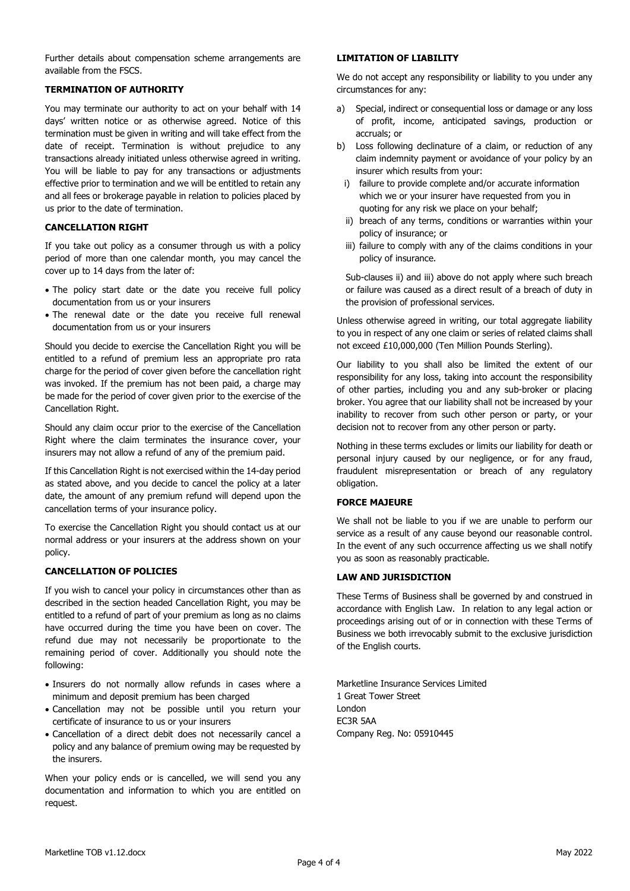Further details about compensation scheme arrangements are available from the FSCS.

**TERMINATION OF AUTHORITY**

You may terminate our authority to act on your behalf with 14 days' written notice or as otherwise agreed. Notice of this termination must be given in writing and will take effect from the date of receipt. Termination is without prejudice to any transactions already initiated unless otherwise agreed in writing. You will be liable to pay for any transactions or adjustments effective prior to termination and we will be entitled to retain any and all fees or brokerage payable in relation to policies placed by us prior to the date of termination.

**CANCELLATION RIGHT**

If you take out policy as a consumer through us with a policy period of more than one calendar month, you may cancel the cover up to 14 days from the later of:

- The policy start date or the date you receive full policy documentation from us or your insurers
- The renewal date or the date you receive full renewal documentation from us or your insurers

Should you decide to exercise the Cancellation Right you will be entitled to a refund of premium less an appropriate pro rata charge for the period of cover given before the cancellation right was invoked. If the premium has not been paid, a charge may be made for the period of cover given prior to the exercise of the Cancellation Right.

Should any claim occur prior to the exercise of the Cancellation Right where the claim terminates the insurance cover, your insurers may not allow a refund of any of the premium paid.

If this Cancellation Right is not exercised within the 14-day period as stated above, and you decide to cancel the policy at a later date, the amount of any premium refund will depend upon the cancellation terms of your insurance policy.

To exercise the Cancellation Right you should contact us at our normal address or your insurers at the address shown on your policy.

**CANCELLATION OF POLICIES**

If you wish to cancel your policy in circumstances other than as described in the section headed Cancellation Right, you may be entitled to a refund of part of your premium as long as no claims have occurred during the time you have been on cover. The refund due may not necessarily be proportionate to the remaining period of cover. Additionally you should note the following:

- Insurers do not normally allow refunds in cases where a minimum and deposit premium has been charged
- Cancellation may not be possible until you return your certificate of insurance to us or your insurers
- Cancellation of a direct debit does not necessarily cancel a policy and any balance of premium owing may be requested by the insurers.

When your policy ends or is cancelled, we will send you any documentation and information to which you are entitled on request.

**LIMITATION OF LIABILITY**

We do not accept any responsibility or liability to you under any circumstances for any:

a) Special, indirect or consequential loss or damage or any loss of profit, income, anticipated savings, production or accruals; or
b) Loss following declinature of a claim, or reduction of any claim indemnity payment or avoidance of your policy by an insurer which results from your:
   i) failure to provide complete and/or accurate information which we or your insurer have requested from you in quoting for any risk we place on your behalf;
   ii) breach of any terms, conditions or warranties within your policy of insurance; or
   iii) failure to comply with any of the claims conditions in your policy of insurance.

   Sub-clauses ii) and iii) above do not apply where such breach or failure was caused as a direct result of a breach of duty in the provision of professional services.

Unless otherwise agreed in writing, our total aggregate liability to you in respect of any one claim or series of related claims shall not exceed £10,000,000 (Ten Million Pounds Sterling).

Our liability to you shall also be limited the extent of our responsibility for any loss, taking into account the responsibility of other parties, including you and any sub-broker or placing broker. You agree that our liability shall not be increased by your inability to recover from such other person or party, or your decision not to recover from any other person or party.

Nothing in these terms excludes or limits our liability for death or personal injury caused by our negligence, or for any fraud, fraudulent misrepresentation or breach of any regulatory obligation.

**FORCE MAJEURE**

We shall not be liable to you if we are unable to perform our service as a result of any cause beyond our reasonable control. In the event of any such occurrence affecting us we shall notify you as soon as reasonably practicable.

**LAW AND JURISDICTION**

These Terms of Business shall be governed by and construed in accordance with English Law. In relation to any legal action or proceedings arising out of or in connection with these Terms of Business we both irrevocably submit to the exclusive jurisdiction of the English courts.

Marketline Insurance Services Limited
1 Great Tower Street
London
EC3R 5AA
Company Reg. No: 05910445